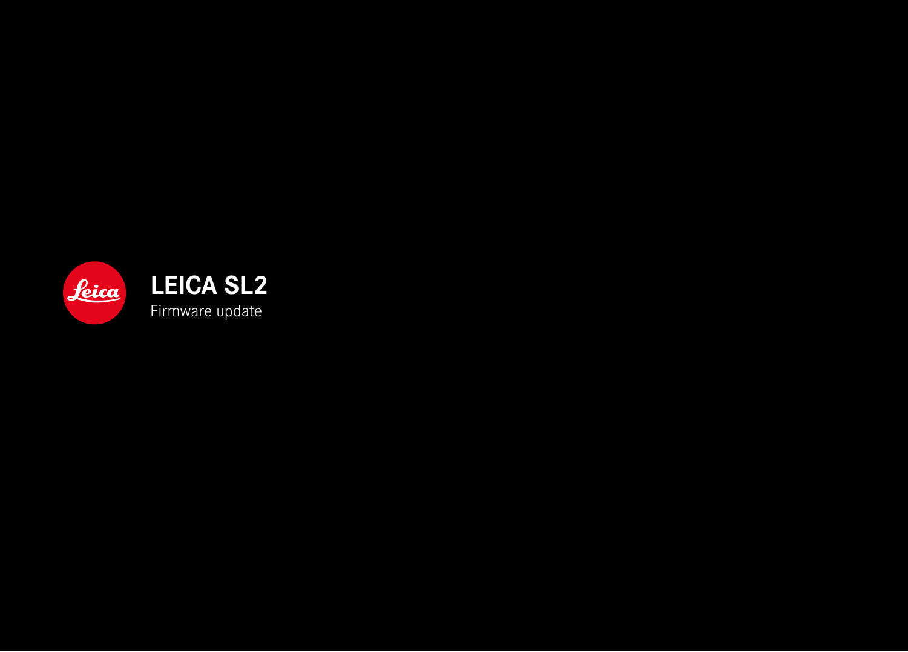# LEICA SL2

Firmware update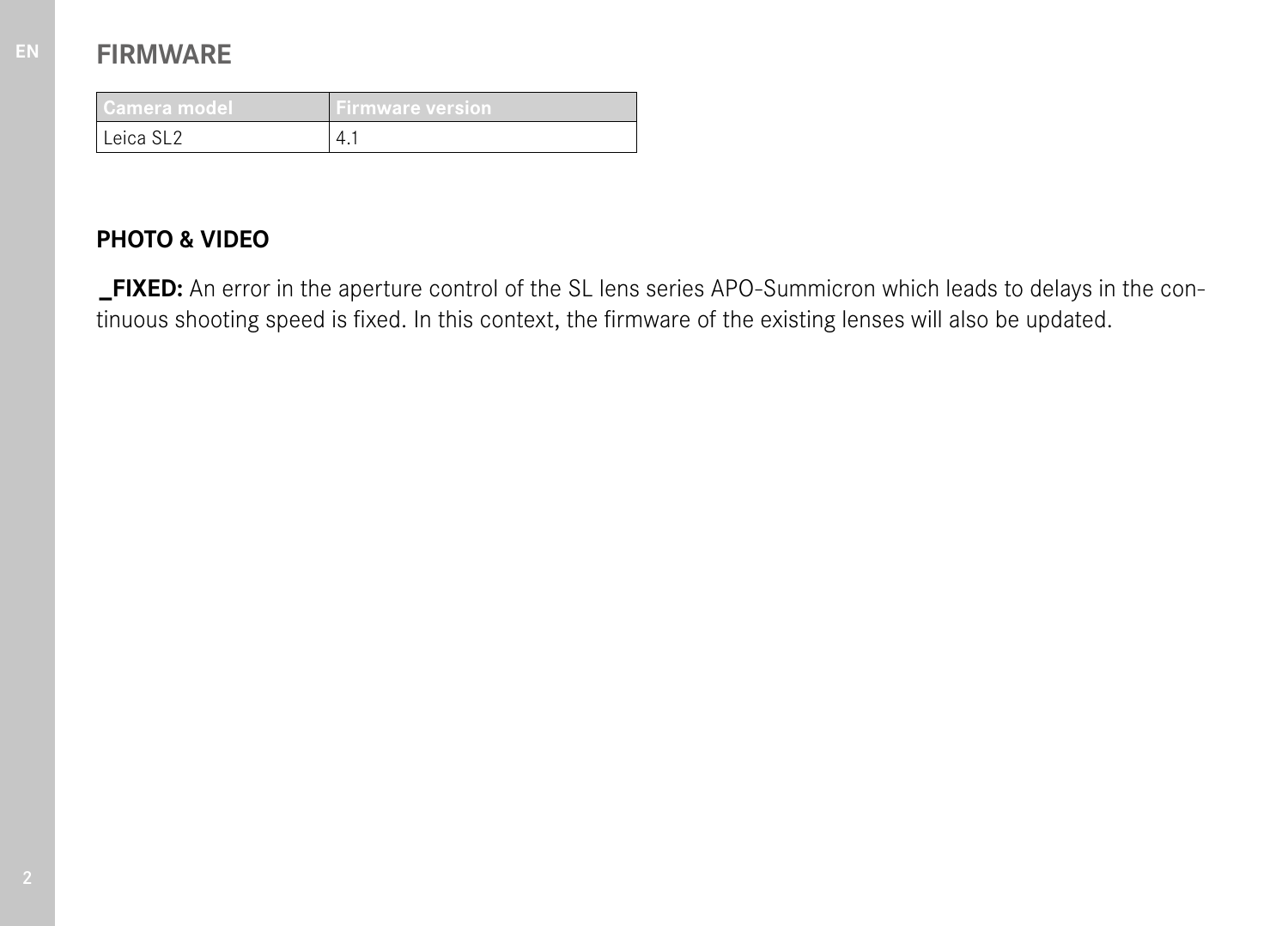## FIRMWARE

| Camera model | Firmware version |
| --- | --- |
| Leica SL2 | 4.1 |

### PHOTO & VIDEO

**_FIXED:** An error in the aperture control of the SL lens series APO-Summicron which leads to delays in the continuous shooting speed is fixed. In this context, the firmware of the existing lenses will also be updated.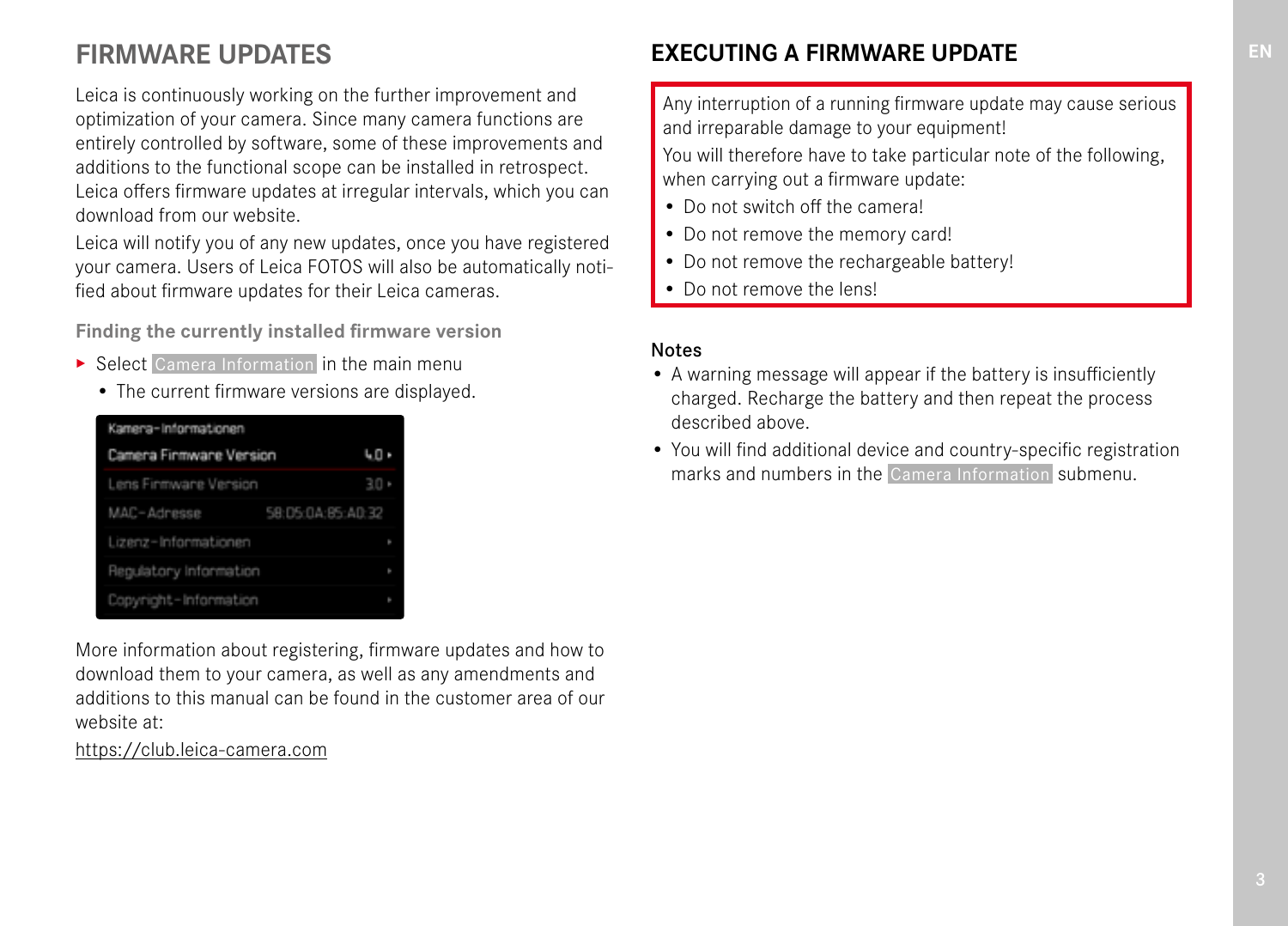# FIRMWARE UPDATES

Leica is continuously working on the further improvement and optimization of your camera. Since many camera functions are entirely controlled by software, some of these improvements and additions to the functional scope can be installed in retrospect. Leica offers firmware updates at irregular intervals, which you can download from our website.

Leica will notify you of any new updates, once you have registered your camera. Users of Leica FOTOS will also be automatically notified about firmware updates for their Leica cameras.

### Finding the currently installed firmware version

- ▸ Select Camera Information in the main menu
  - The current firmware versions are displayed.

| Kamera-Informationen | |
|---|---|
| Camera Firmware Version | 4.0 ▸ |
| Lens Firmware Version | 3.0 ▸ |
| MAC-Adresse | 58:05:0A:85:A0:32 |
| Lizenz-Informationen | ▸ |
| Regulatory Information | ▸ |
| Copyright-Information | ▸ |

More information about registering, firmware updates and how to download them to your camera, as well as any amendments and additions to this manual can be found in the customer area of our website at:

https://club.leica-camera.com

## EXECUTING A FIRMWARE UPDATE

Any interruption of a running firmware update may cause serious and irreparable damage to your equipment!

You will therefore have to take particular note of the following, when carrying out a firmware update:

- Do not switch off the camera!
- Do not remove the memory card!
- Do not remove the rechargeable battery!
- Do not remove the lens!

### Notes

- A warning message will appear if the battery is insufficiently charged. Recharge the battery and then repeat the process described above.
- You will find additional device and country-specific registration marks and numbers in the Camera Information submenu.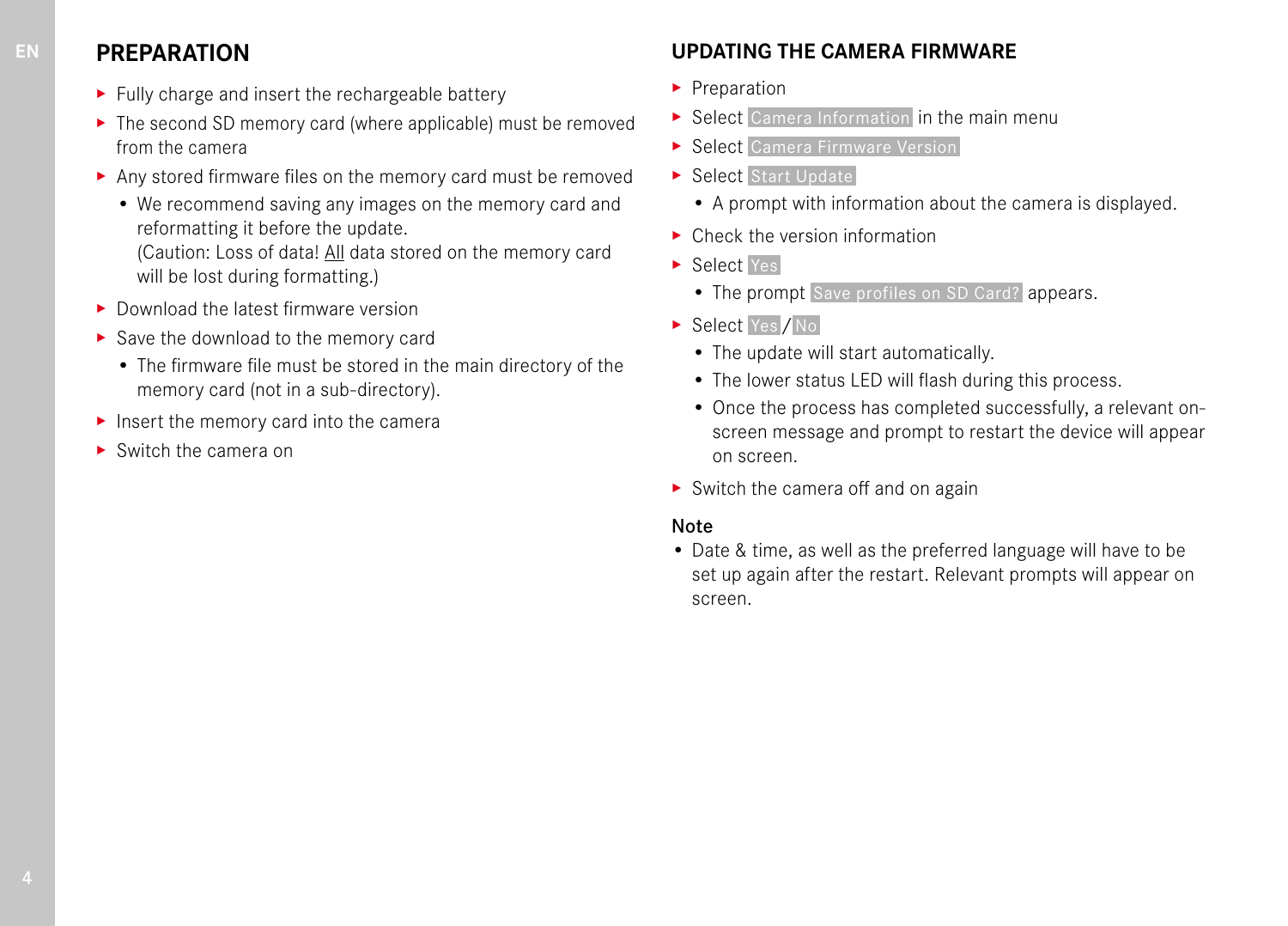## PREPARATION

- Fully charge and insert the rechargeable battery
- The second SD memory card (where applicable) must be removed from the camera
- Any stored firmware files on the memory card must be removed
  - We recommend saving any images on the memory card and reformatting it before the update.
    (Caution: Loss of data! All data stored on the memory card will be lost during formatting.)
- Download the latest firmware version
- Save the download to the memory card
  - The firmware file must be stored in the main directory of the memory card (not in a sub-directory).
- Insert the memory card into the camera
- Switch the camera on

## UPDATING THE CAMERA FIRMWARE

- Preparation
- Select Camera Information in the main menu
- Select Camera Firmware Version
- Select Start Update
  - A prompt with information about the camera is displayed.
- Check the version information
- Select Yes
  - The prompt Save profiles on SD Card? appears.
- Select Yes/No
  - The update will start automatically.
  - The lower status LED will flash during this process.
  - Once the process has completed successfully, a relevant on-screen message and prompt to restart the device will appear on screen.
- Switch the camera off and on again

**Note**

- Date & time, as well as the preferred language will have to be set up again after the restart. Relevant prompts will appear on screen.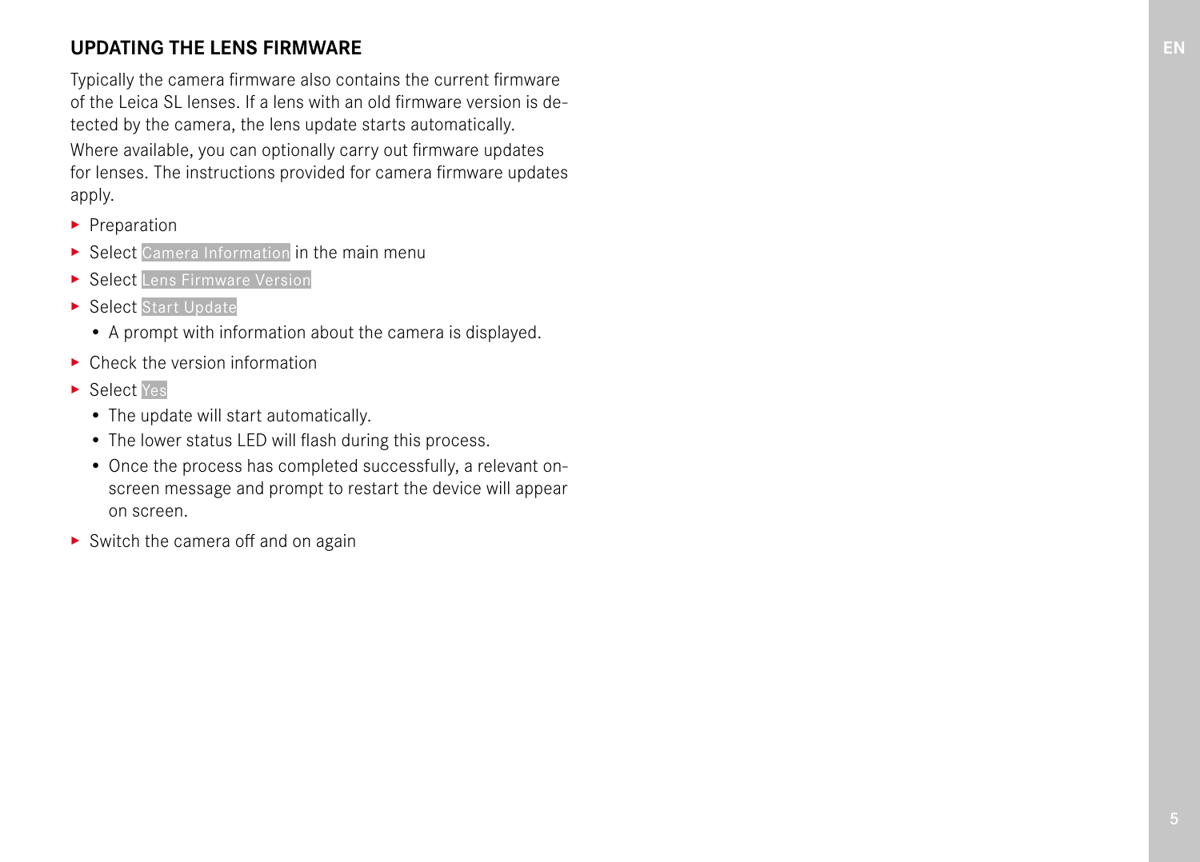## UPDATING THE LENS FIRMWARE

Typically the camera firmware also contains the current firmware of the Leica SL lenses. If a lens with an old firmware version is detected by the camera, the lens update starts automatically.

Where available, you can optionally carry out firmware updates for lenses. The instructions provided for camera firmware updates apply.

- Preparation
- Select Camera Information in the main menu
- Select Lens Firmware Version
- Select Start Update
  - A prompt with information about the camera is displayed.
- Check the version information
- Select Yes
  - The update will start automatically.
  - The lower status LED will flash during this process.
  - Once the process has completed successfully, a relevant on-screen message and prompt to restart the device will appear on screen.
- Switch the camera off and on again